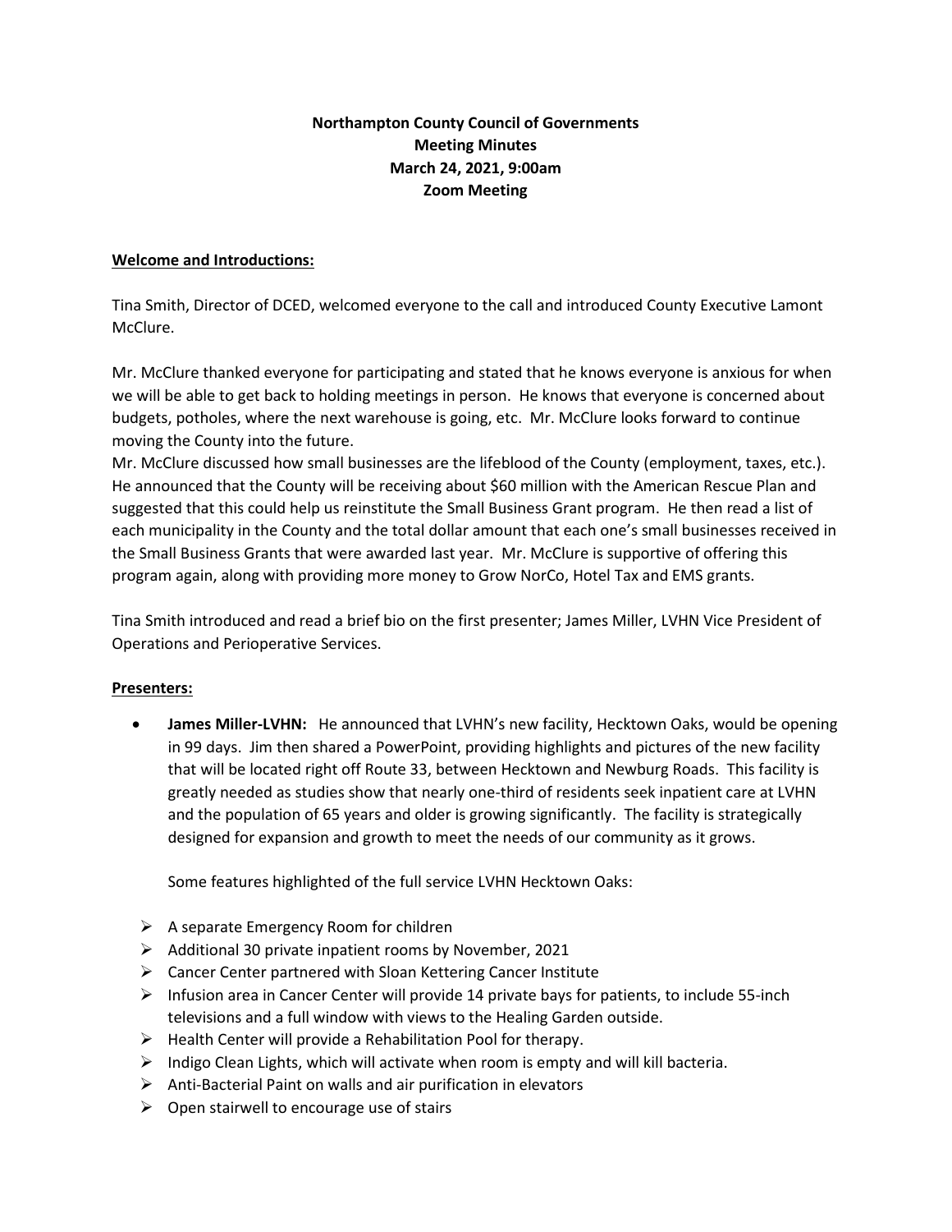**Northampton County Council of Governments**
**Meeting Minutes**
**March 24, 2021, 9:00am**
**Zoom Meeting**

**Welcome and Introductions:**

Tina Smith, Director of DCED, welcomed everyone to the call and introduced County Executive Lamont McClure.

Mr. McClure thanked everyone for participating and stated that he knows everyone is anxious for when we will be able to get back to holding meetings in person. He knows that everyone is concerned about budgets, potholes, where the next warehouse is going, etc. Mr. McClure looks forward to continue moving the County into the future.

Mr. McClure discussed how small businesses are the lifeblood of the County (employment, taxes, etc.). He announced that the County will be receiving about $60 million with the American Rescue Plan and suggested that this could help us reinstitute the Small Business Grant program. He then read a list of each municipality in the County and the total dollar amount that each one's small businesses received in the Small Business Grants that were awarded last year. Mr. McClure is supportive of offering this program again, along with providing more money to Grow NorCo, Hotel Tax and EMS grants.

Tina Smith introduced and read a brief bio on the first presenter; James Miller, LVHN Vice President of Operations and Perioperative Services.

**Presenters:**

- **James Miller-LVHN:** He announced that LVHN's new facility, Hecktown Oaks, would be opening in 99 days. Jim then shared a PowerPoint, providing highlights and pictures of the new facility that will be located right off Route 33, between Hecktown and Newburg Roads. This facility is greatly needed as studies show that nearly one-third of residents seek inpatient care at LVHN and the population of 65 years and older is growing significantly. The facility is strategically designed for expansion and growth to meet the needs of our community as it grows.

  Some features highlighted of the full service LVHN Hecktown Oaks:

  - A separate Emergency Room for children
  - Additional 30 private inpatient rooms by November, 2021
  - Cancer Center partnered with Sloan Kettering Cancer Institute
  - Infusion area in Cancer Center will provide 14 private bays for patients, to include 55-inch televisions and a full window with views to the Healing Garden outside.
  - Health Center will provide a Rehabilitation Pool for therapy.
  - Indigo Clean Lights, which will activate when room is empty and will kill bacteria.
  - Anti-Bacterial Paint on walls and air purification in elevators
  - Open stairwell to encourage use of stairs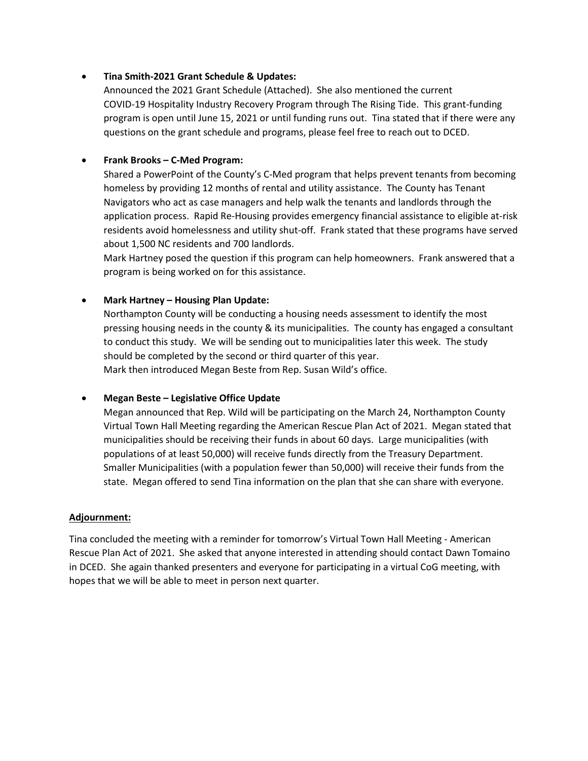- **Tina Smith-2021 Grant Schedule & Updates:**
  Announced the 2021 Grant Schedule (Attached). She also mentioned the current COVID-19 Hospitality Industry Recovery Program through The Rising Tide. This grant-funding program is open until June 15, 2021 or until funding runs out. Tina stated that if there were any questions on the grant schedule and programs, please feel free to reach out to DCED.

- **Frank Brooks – C-Med Program:**
  Shared a PowerPoint of the County's C-Med program that helps prevent tenants from becoming homeless by providing 12 months of rental and utility assistance. The County has Tenant Navigators who act as case managers and help walk the tenants and landlords through the application process. Rapid Re-Housing provides emergency financial assistance to eligible at-risk residents avoid homelessness and utility shut-off. Frank stated that these programs have served about 1,500 NC residents and 700 landlords.
  Mark Hartney posed the question if this program can help homeowners. Frank answered that a program is being worked on for this assistance.

- **Mark Hartney – Housing Plan Update:**
  Northampton County will be conducting a housing needs assessment to identify the most pressing housing needs in the county & its municipalities. The county has engaged a consultant to conduct this study. We will be sending out to municipalities later this week. The study should be completed by the second or third quarter of this year.
  Mark then introduced Megan Beste from Rep. Susan Wild's office.

- **Megan Beste – Legislative Office Update**
  Megan announced that Rep. Wild will be participating on the March 24, Northampton County Virtual Town Hall Meeting regarding the American Rescue Plan Act of 2021. Megan stated that municipalities should be receiving their funds in about 60 days. Large municipalities (with populations of at least 50,000) will receive funds directly from the Treasury Department. Smaller Municipalities (with a population fewer than 50,000) will receive their funds from the state. Megan offered to send Tina information on the plan that she can share with everyone.

**<u>Adjournment:</u>**

Tina concluded the meeting with a reminder for tomorrow's Virtual Town Hall Meeting - American Rescue Plan Act of 2021. She asked that anyone interested in attending should contact Dawn Tomaino in DCED. She again thanked presenters and everyone for participating in a virtual CoG meeting, with hopes that we will be able to meet in person next quarter.